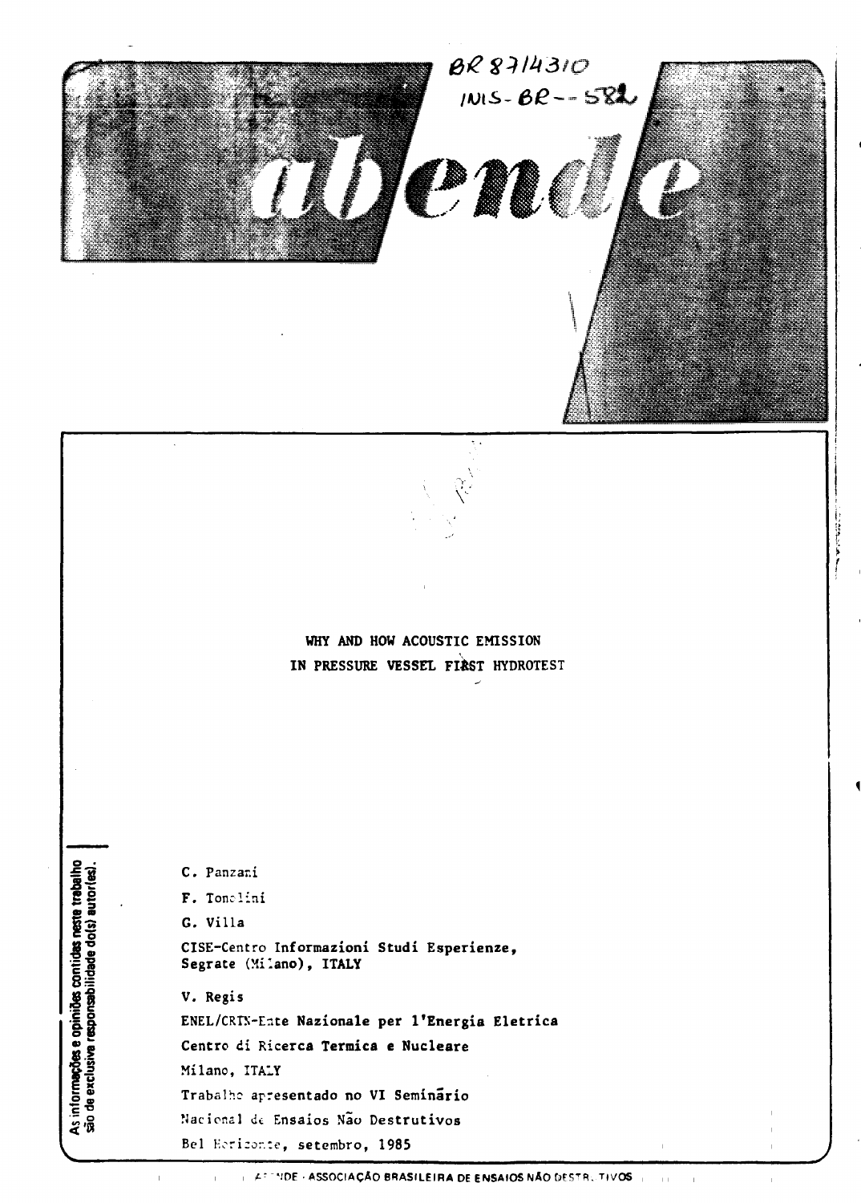BR 8714310
INIS-BR--582

abende

# WHY AND HOW ACOUSTIC EMISSION IN PRESSURE VESSEL FIRST HYDROTEST

C. Panzani

F. Tonolini

G. Villa

CISE-Centro Informazioni Studi Esperienze, Segrate (Milano), ITALY

V. Regis

ENEL/CRTN-Ente Nazionale per l'Energia Eletrica

Centro di Ricerca Termica e Nucleare

Milano, ITALY

Trabalho apresentado no VI Seminário Nacional de Ensaios Não Destrutivos

Bel Horizonte, setembro, 1985

As informações e opiniões contidas neste trabalho são de exclusiva responsabilidade do(s) autor(es).

ABENDE - ASSOCIAÇÃO BRASILEIRA DE ENSAIOS NÃO DESTRUTIVOS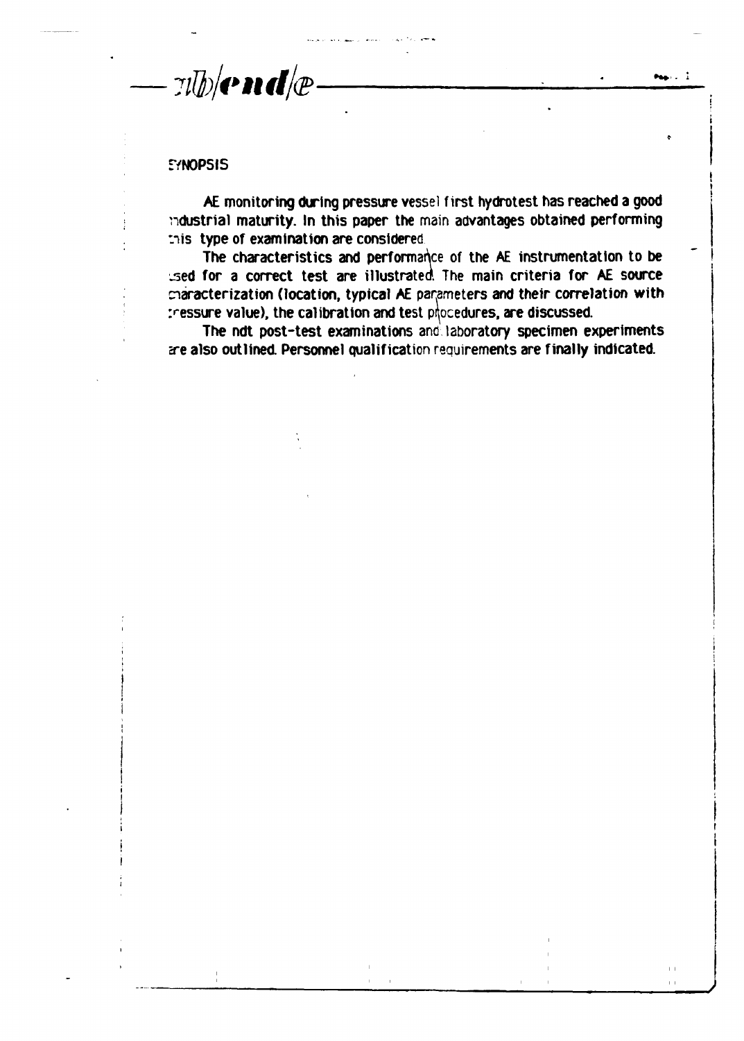## SYNOPSIS

AE monitoring during pressure vessel first hydrotest has reached a good industrial maturity. In this paper the main advantages obtained performing this type of examination are considered.

The characteristics and performance of the AE instrumentation to be used for a correct test are illustrated. The main criteria for AE source characterization (location, typical AE parameters and their correlation with pressure value), the calibration and test procedures, are discussed.

The ndt post-test examinations and laboratory specimen experiments are also outlined. Personnel qualification requirements are finally indicated.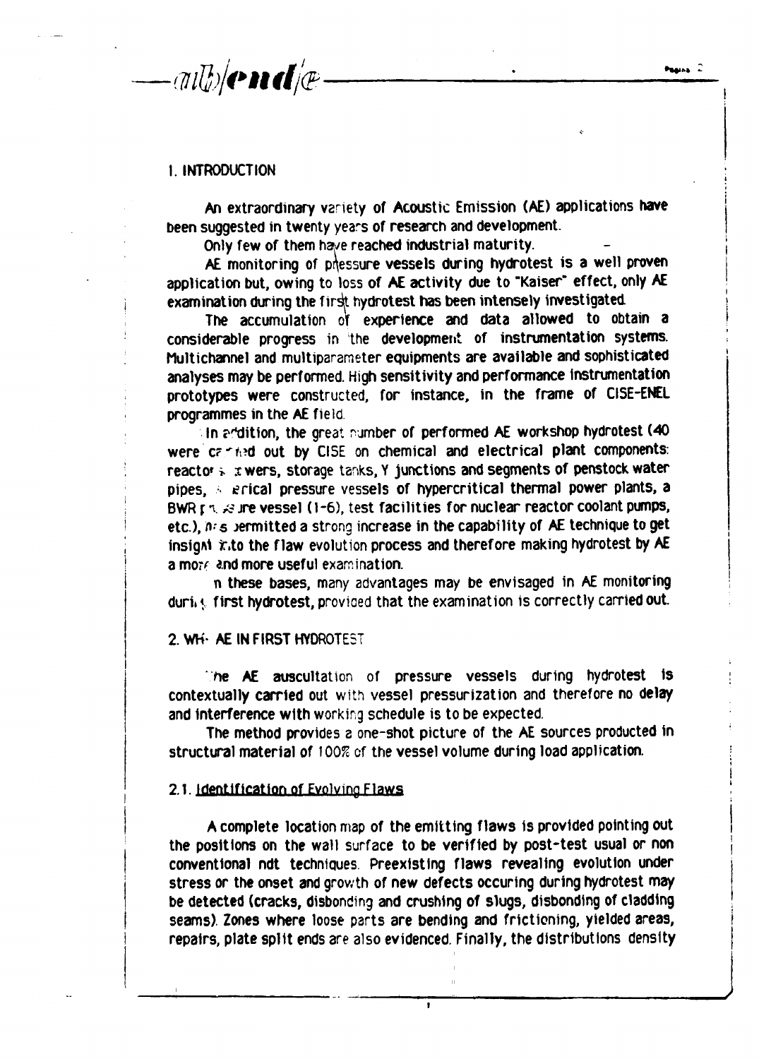## 1. INTRODUCTION

An extraordinary variety of Acoustic Emission (AE) applications have been suggested in twenty years of research and development.

Only few of them have reached industrial maturity.

AE monitoring of pressure vessels during hydrotest is a well proven application but, owing to loss of AE activity due to "Kaiser" effect, only AE examination during the first hydrotest has been intensely investigated.

The accumulation of experience and data allowed to obtain a considerable progress in the development of instrumentation systems. Multichannel and multiparameter equipments are available and sophisticated analyses may be performed. High sensitivity and performance instrumentation prototypes were constructed, for instance, in the frame of CISE-ENEL programmes in the AE field.

In addition, the great number of performed AE workshop hydrotest (40 were carried out by CISE on chemical and electrical plant components: reactors, towers, storage tanks, Y junctions and segments of penstock water pipes, spherical pressure vessels of hypercritical thermal power plants, a BWR pressure vessel (1-6), test facilities for nuclear reactor coolant pumps, etc.), has permitted a strong increase in the capability of AE technique to get insight into the flaw evolution process and therefore making hydrotest by AE a more and more useful examination.

On these bases, many advantages may be envisaged in AE monitoring during first hydrotest, provided that the examination is correctly carried out.

## 2. WHY AE IN FIRST HYDROTEST

The AE auscultation of pressure vessels during hydrotest is contextually carried out with vessel pressurization and therefore no delay and interference with working schedule is to be expected.

The method provides a one-shot picture of the AE sources producted in structural material of 100% of the vessel volume during load application.

### 2.1. Identification of Evolving Flaws

A complete location map of the emitting flaws is provided pointing out the positions on the wall surface to be verified by post-test usual or non conventional ndt techniques. Preexisting flaws revealing evolution under stress or the onset and growth of new defects occuring during hydrotest may be detected (cracks, disbonding and crushing of slugs, disbonding of cladding seams). Zones where loose parts are bending and frictioning, yielded areas, repairs, plate split ends are also evidenced. Finally, the distributions density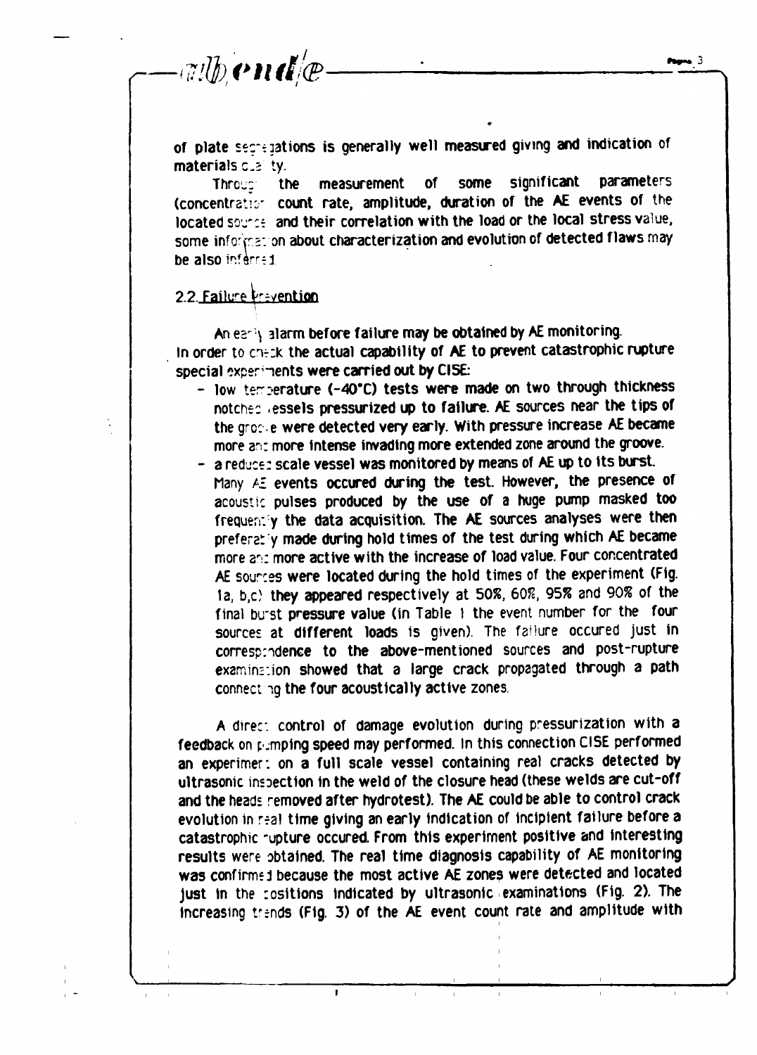of plate segregations is generally well measured giving and indication of materials quality.

Through the measurement of some significant parameters (concentration, count rate, amplitude, duration of the AE events of the located sources) and their correlation with the load or the local stress value, some information about characterization and evolution of detected flaws may be also inferred.

## 2.2 Failure prevention

An early alarm before failure may be obtained by AE monitoring. In order to check the actual capability of AE to prevent catastrophic rupture special experiments were carried out by CISE:

- low temperature (-40°C) tests were made on two through thickness notched vessels pressurized up to failure. AE sources near the tips of the groove were detected very early. With pressure increase AE became more and more intense invading more extended zone around the groove.
- a reduced scale vessel was monitored by means of AE up to its burst. Many AE events occured during the test. However, the presence of acoustic pulses produced by the use of a huge pump masked too frequently the data acquisition. The AE sources analyses were then preferably made during hold times of the test during which AE became more and more active with the increase of load value. Four concentrated AE sources were located during the hold times of the experiment (Fig. 1a, b,c) they appeared respectively at 50%, 60%, 95% and 90% of the final burst pressure value (in Table 1 the event number for the four sources at different loads is given). The failure occured just in correspondence to the above-mentioned sources and post-rupture examination showed that a large crack propagated through a path connecting the four acoustically active zones.

A direct control of damage evolution during pressurization with a feedback on pumping speed may performed. In this connection CISE performed an experiment on a full scale vessel containing real cracks detected by ultrasonic inspection in the weld of the closure head (these welds are cut-off and the heads removed after hydrotest). The AE could be able to control crack evolution in real time giving an early indication of incipient failure before a catastrophic rupture occured. From this experiment positive and interesting results were obtained. The real time diagnosis capability of AE monitoring was confirmed because the most active AE zones were detected and located just in the positions indicated by ultrasonic examinations (Fig. 2). The increasing trends (Fig. 3) of the AE event count rate and amplitude with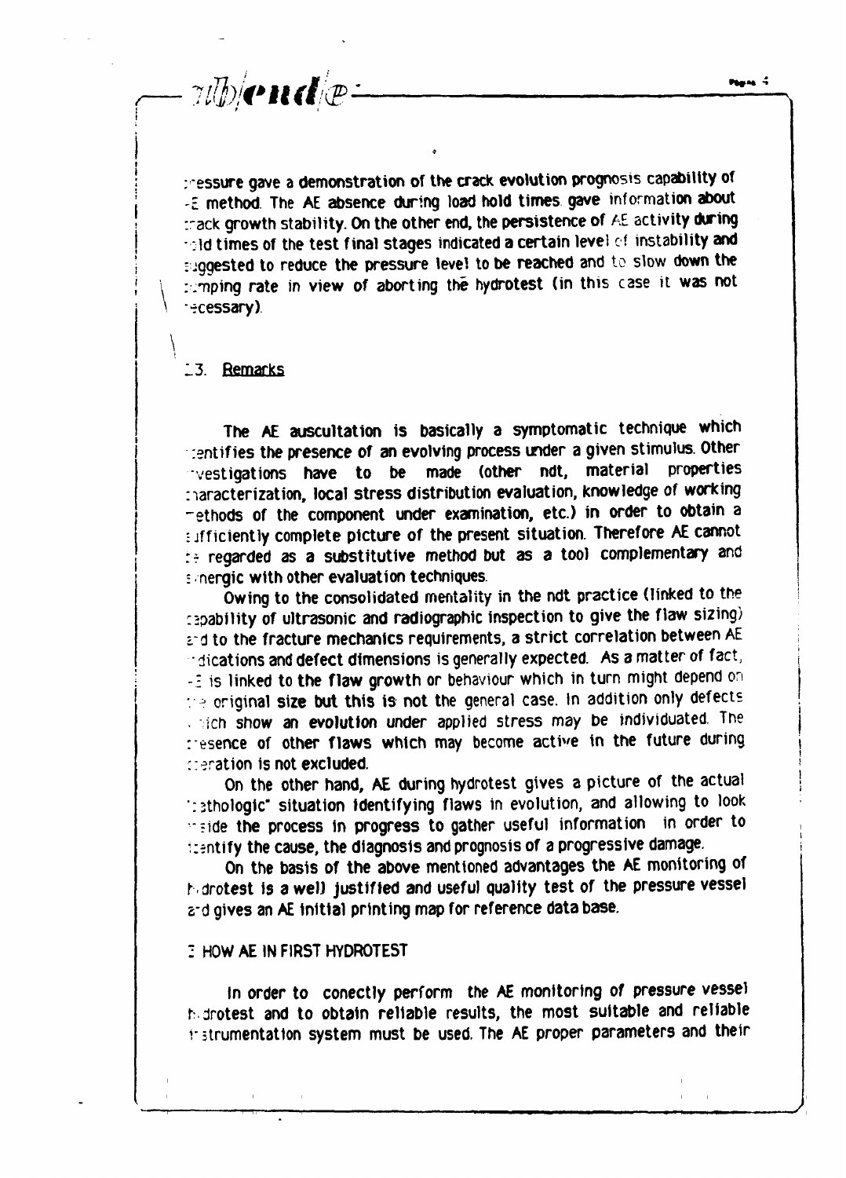pressure gave a demonstration of the crack evolution prognosis capability of AE method. The AE absence during load hold times gave information about crack growth stability. On the other end, the persistence of AE activity during hold times of the test final stages indicated a certain level of instability and suggested to reduce the pressure level to be reached and to slow down the pumping rate in view of aborting the hydrotest (in this case it was not necessary).

## 2.3. Remarks

The AE auscultation is basically a symptomatic technique which identifies the presence of an evolving process under a given stimulus. Other investigations have to be made (other ndt, material properties characterization, local stress distribution evaluation, knowledge of working methods of the component under examination, etc.) in order to obtain a sufficiently complete picture of the present situation. Therefore AE cannot be regarded as a substitutive method but as a tool complementary and synergic with other evaluation techniques.

Owing to the consolidated mentality in the ndt practice (linked to the capability of ultrasonic and radiographic inspection to give the flaw sizing) and to the fracture mechanics requirements, a strict correlation between AE indications and defect dimensions is generally expected. As a matter of fact, AE is linked to the flaw growth or behaviour which in turn might depend on the original size but this is not the general case. In addition only defects which show an evolution under applied stress may be individuated. The presence of other flaws which may become active in the future during operation is not excluded.

On the other hand, AE during hydrotest gives a picture of the actual "pathologic" situation identifying flaws in evolution, and allowing to look inside the process in progress to gather useful information in order to identify the cause, the diagnosis and prognosis of a progressive damage.

On the basis of the above mentioned advantages the AE monitoring of hydrotest is a well justified and useful quality test of the pressure vessel and gives an AE initial printing map for reference data base.

## 3 HOW AE IN FIRST HYDROTEST

In order to conectly perform the AE monitoring of pressure vessel hydrotest and to obtain reliable results, the most suitable and reliable instrumentation system must be used. The AE proper parameters and their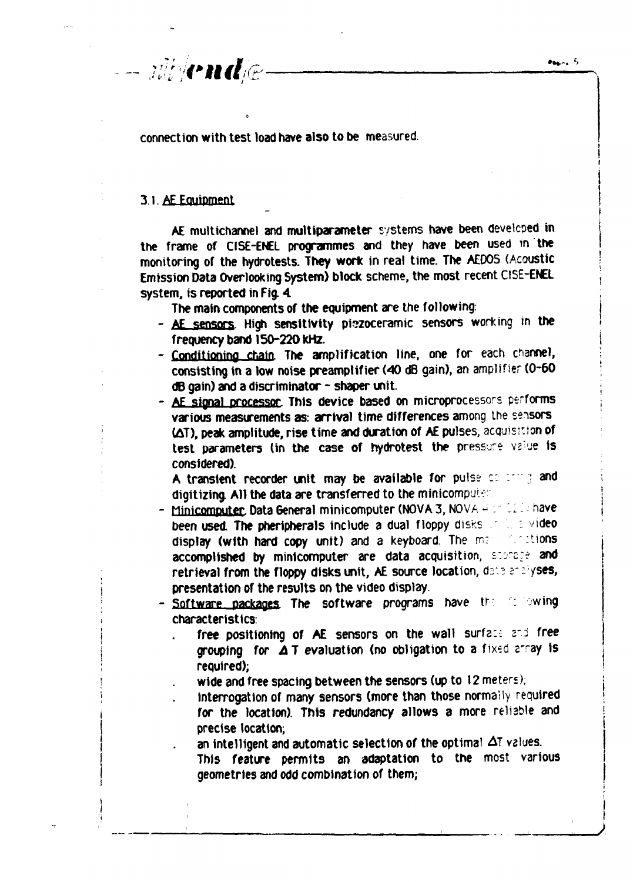connection with test load have also to be measured.

### 3.1. AE Equipment

AE multichannel and multiparameter systems have been developed in the frame of CISE-ENEL programmes and they have been used in the monitoring of the hydrotests. They work in real time. The AEDOS (Acoustic Emission Data Overlooking System) block scheme, the most recent CISE-ENEL system, is reported in Fig. 4.

The main components of the equipment are the following:

- AE sensors. High sensitivity piezoceramic sensors working in the frequency band 150-220 kHz.
- Conditioning chain. The amplification line, one for each channel, consisting in a low noise preamplifier (40 dB gain), an amplifier (0-60 dB gain) and a discriminator - shaper unit.
- AE signal processor. This device based on microprocessors performs various measurements as: arrival time differences among the sensors ($\Delta T$), peak amplitude, rise time and duration of AE pulses, acquisition of test parameters (in the case of hydrotest the pressure value is considered).

  A transient recorder unit may be available for pulse capturing and digitizing. All the data are transferred to the minicomputer.
- Minicomputer. Data General minicomputer (NOVA 3, NOVA 4 or S/20) have been used. The pheripherals include a dual floppy disks unit, a video display (with hard copy unit) and a keyboard. The main functions accomplished by minicomputer are data acquisition, storage and retrieval from the floppy disks unit, AE source location, data analyses, presentation of the results on the video display.
- Software packages. The software programs have the following characteristics:
  - free positioning of AE sensors on the wall surface and free grouping for $\Delta T$ evaluation (no obligation to a fixed array is required);
  - wide and free spacing between the sensors (up to 12 meters);
  - interrogation of many sensors (more than those normally required for the location). This redundancy allows a more reliable and precise location;
  - an intelligent and automatic selection of the optimal $\Delta T$ values. This feature permits an adaptation to the most various geometries and odd combination of them;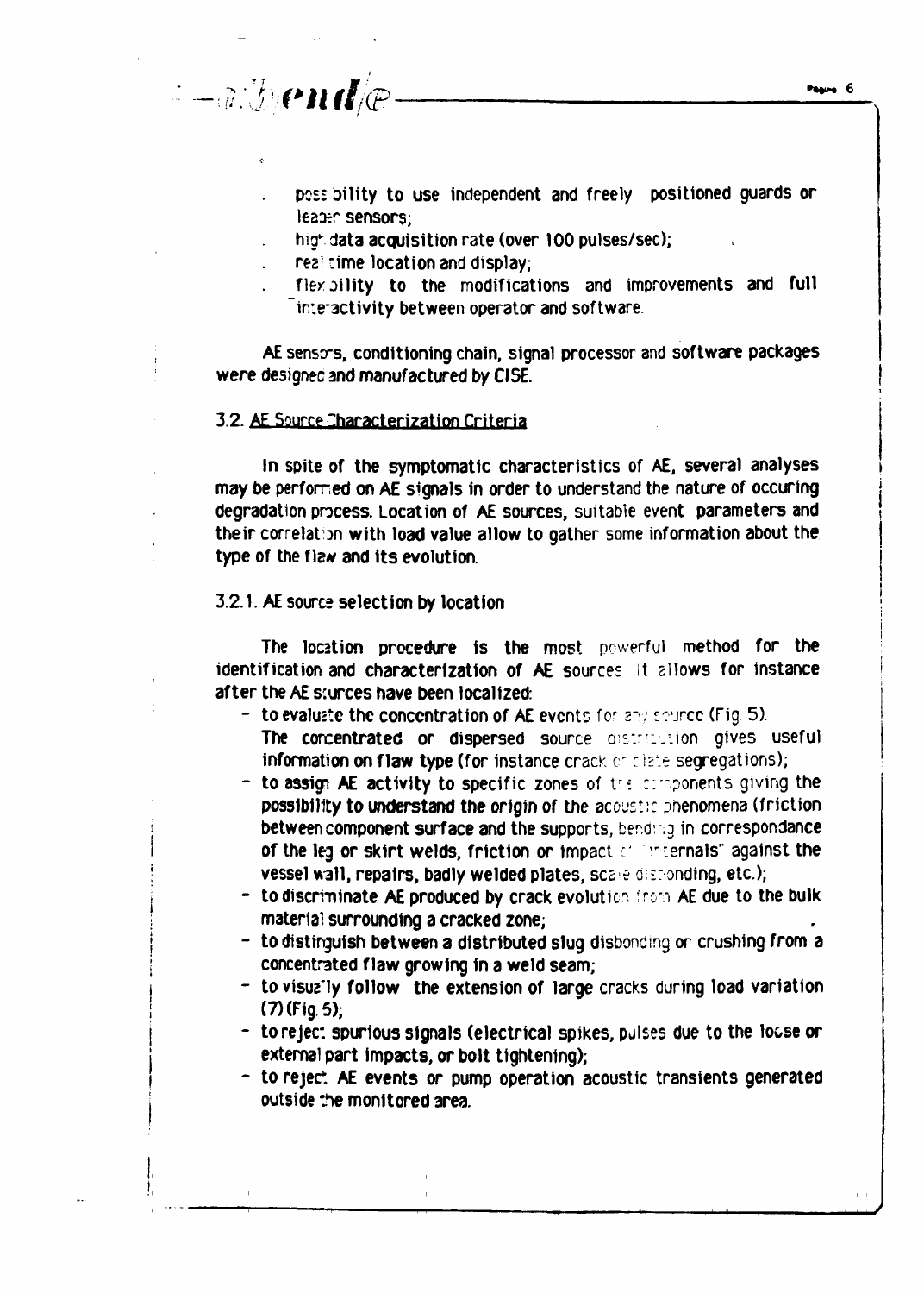- possibility to use independent and freely positioned guards or leader sensors;
- high data acquisition rate (over 100 pulses/sec);
- real time location and display;
- flexibility to the modifications and improvements and full interactivity between operator and software.

AE sensors, conditioning chain, signal processor and software packages were designed and manufactured by CISE.

### 3.2. AE Source Characterization Criteria

In spite of the symptomatic characteristics of AE, several analyses may be performed on AE signals in order to understand the nature of occuring degradation process. Location of AE sources, suitable event parameters and their correlation with load value allow to gather some information about the type of the flaw and its evolution.

#### 3.2.1. AE source selection by location

The location procedure is the most powerful method for the identification and characterization of AE sources. It allows for instance after the AE sources have been localized:

- to evaluate the concentration of AE events for any source (Fig. 5). The concentrated or dispersed source distribution gives useful information on flaw type (for instance crack or slate segregations);
- to assign AE activity to specific zones of the components giving the possibility to understand the origin of the acoustic phenomena (friction between component surface and the supports, bending in correspondance of the leg or skirt welds, friction or impact of "internals" against the vessel wall, repairs, badly welded plates, scale disbonding, etc.);
- to discriminate AE produced by crack evolution from AE due to the bulk material surrounding a cracked zone;
- to distinguish between a distributed slug disbonding or crushing from a concentrated flaw growing in a weld seam;
- to visually follow the extension of large cracks during load variation (7) (Fig. 5);
- to reject spurious signals (electrical spikes, pulses due to the loose or external part impacts, or bolt tightening);
- to reject AE events or pump operation acoustic transients generated outside the monitored area.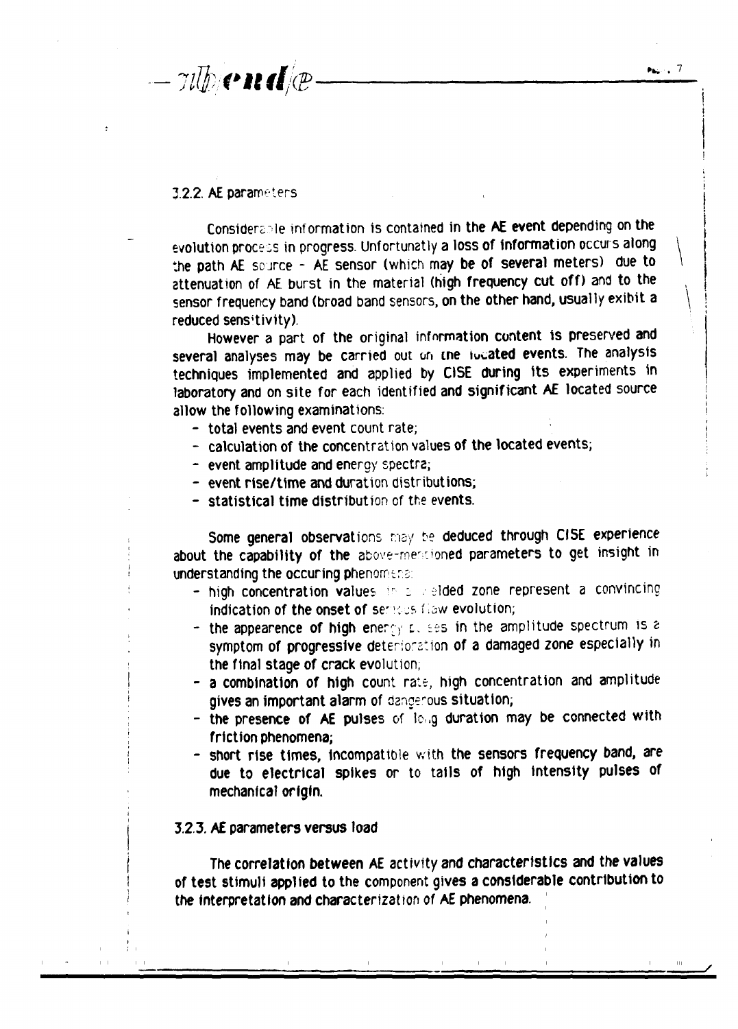### 3.2.2. AE parameters

Considerable information is contained in the AE event depending on the evolution process in progress. Unfortunatly a loss of information occurs along the path AE source - AE sensor (which may be of several meters) due to attenuation of AE burst in the material (high frequency cut off) and to the sensor frequency band (broad band sensors, on the other hand, usually exibit a reduced sensitivity).

However a part of the original information content is preserved and several analyses may be carried out on the located events. The analysis techniques implemented and applied by CISE during its experiments in laboratory and on site for each identified and significant AE located source allow the following examinations:

- total events and event count rate;
- calculation of the concentration values of the located events;
- event amplitude and energy spectra;
- event rise/time and duration distributions;
- statistical time distribution of the events.

Some general observations may be deduced through CISE experience about the capability of the above-mentioned parameters to get insight in understanding the occuring phenomena:

- high concentration values in a welded zone represent a convincing indication of the onset of serious flaw evolution;
- the appearence of high energy pulses in the amplitude spectrum is a symptom of progressive deterioration of a damaged zone especially in the final stage of crack evolution;
- a combination of high count rate, high concentration and amplitude gives an important alarm of dangerous situation;
- the presence of AE pulses of long duration may be connected with friction phenomena;
- short rise times, incompatible with the sensors frequency band, are due to electrical spikes or to tails of high intensity pulses of mechanical origin.

### 3.2.3. AE parameters versus load

The correlation between AE activity and characteristics and the values of test stimuli applied to the component gives a considerable contribution to the interpretation and characterization of AE phenomena.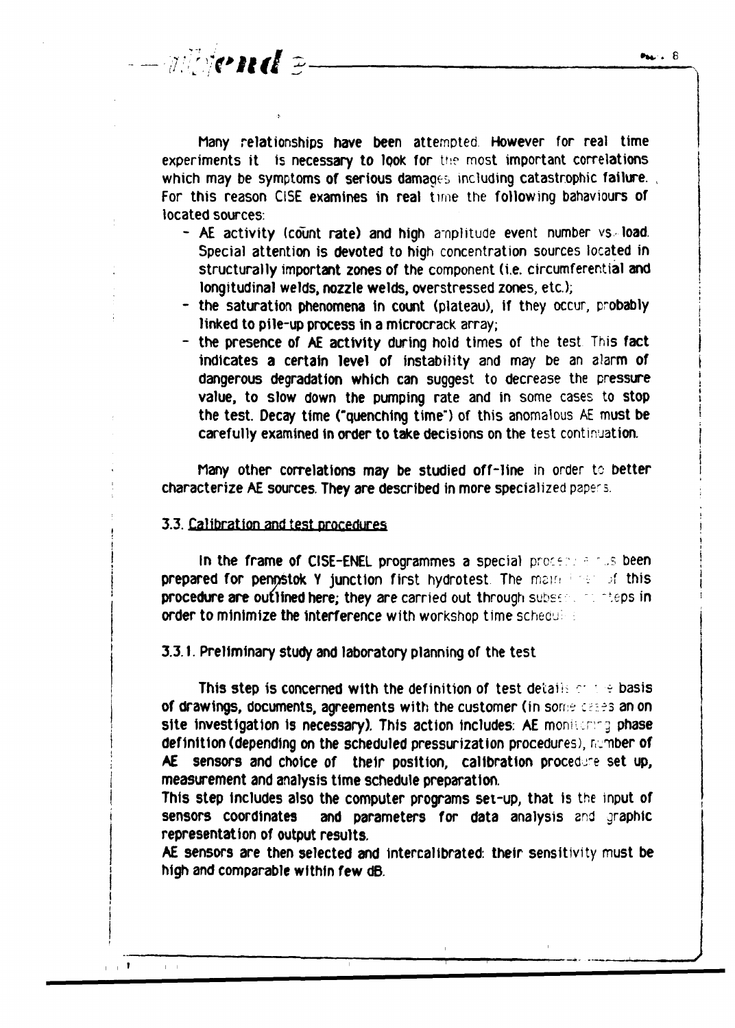Many relationships have been attempted. However for real time experiments it is necessary to look for the most important correlations which may be symptoms of serious damages including catastrophic failure. For this reason CISE examines in real time the following bahaviours of located sources:

- AE activity (count rate) and high amplitude event number vs. load. Special attention is devoted to high concentration sources located in structurally important zones of the component (i.e. circumferential and longitudinal welds, nozzle welds, overstressed zones, etc.);
- the saturation phenomena in count (plateau), if they occur, probably linked to pile-up process in a microcrack array;
- the presence of AE activity during hold times of the test. This fact indicates a certain level of instability and may be an alarm of dangerous degradation which can suggest to decrease the pressure value, to slow down the pumping rate and in some cases to stop the test. Decay time ("quenching time") of this anomalous AE must be carefully examined in order to take decisions on the test continuation.

Many other correlations may be studied off-line in order to better characterize AE sources. They are described in more specialized papers.

### 3.3. Calibration and test procedures

In the frame of CISE-ENEL programmes a special procedure has been prepared for penstok Y junction first hydrotest. The main lines of this procedure are outlined here; they are carried out through subsequent steps in order to minimize the interference with workshop time schedule.

#### 3.3.1. Preliminary study and laboratory planning of the test

This step is concerned with the definition of test details on the basis of drawings, documents, agreements with the customer (in some cases an on site investigation is necessary). This action includes: AE monitoring phase definition (depending on the scheduled pressurization procedures), number of AE sensors and choice of their position, calibration procedure set up, measurement and analysis time schedule preparation.
This step includes also the computer programs set-up, that is the input of sensors coordinates and parameters for data analysis and graphic representation of output results.
AE sensors are then selected and intercalibrated: their sensitivity must be high and comparable within few dB.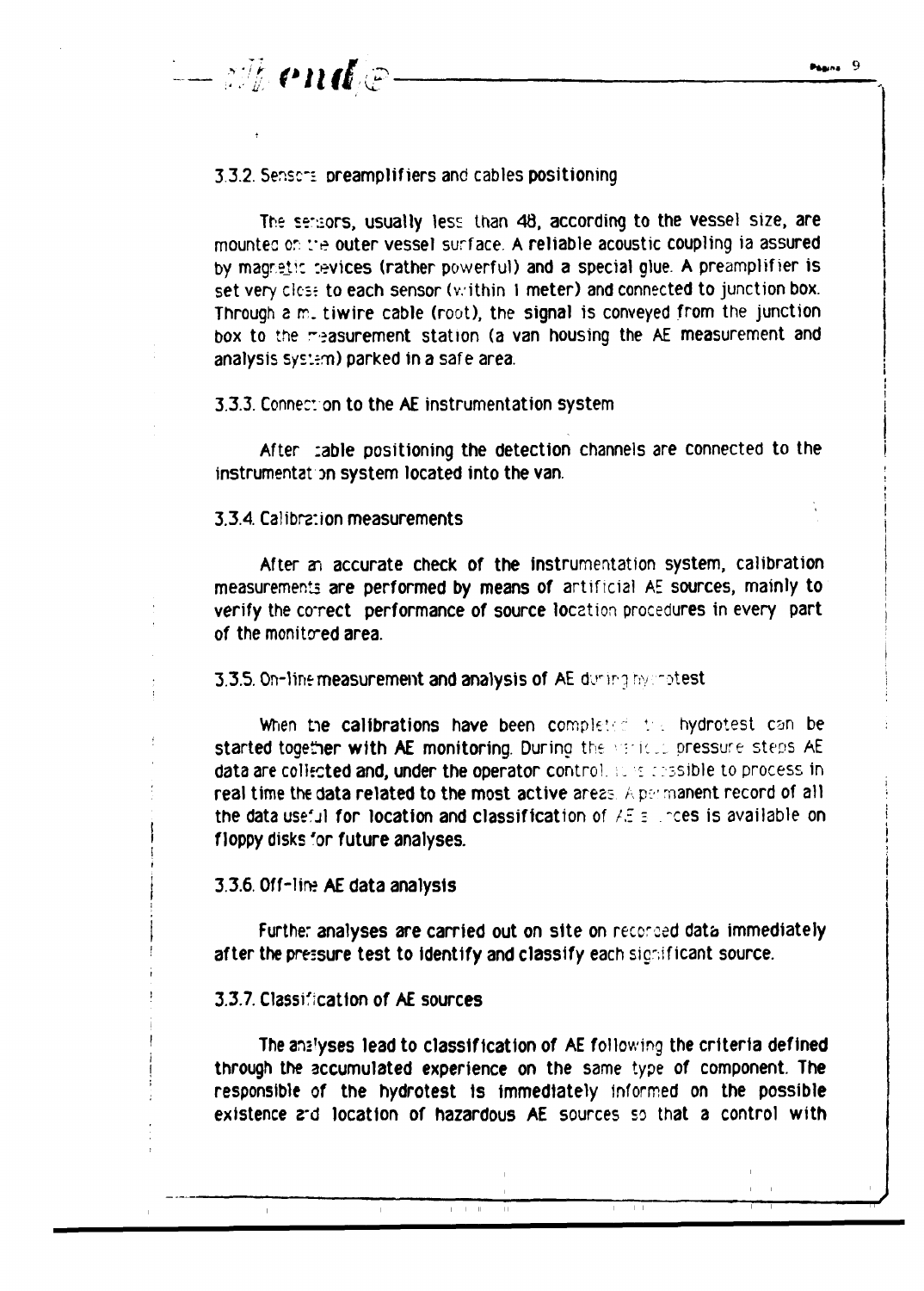### 3.3.2. Sensors preamplifiers and cables positioning

The sensors, usually less than 48, according to the vessel size, are mounted on the outer vessel surface. A reliable acoustic coupling ia assured by magnetic devices (rather powerful) and a special glue. A preamplifier is set very close to each sensor (within 1 meter) and connected to junction box. Through a multiwire cable (root), the signal is conveyed from the junction box to the measurement station (a van housing the AE measurement and analysis system) parked in a safe area.

### 3.3.3. Connection to the AE instrumentation system

After cable positioning the detection channels are connected to the instrumentation system located into the van.

### 3.3.4. Calibration measurements

After an accurate check of the instrumentation system, calibration measurements are performed by means of artificial AE sources, mainly to verify the correct performance of source location procedures in every part of the monitored area.

### 3.3.5. On-line measurement and analysis of AE during hydrotest

When the calibrations have been completed the hydrotest can be started together with AE monitoring. During the various pressure steps AE data are collected and, under the operator control, it is possible to process in real time the data related to the most active areas. A permanent record of all the data useful for location and classification of AE sources is available on floppy disks for future analyses.

### 3.3.6. Off-line AE data analysis

Further analyses are carried out on site on recorded data immediately after the pressure test to identify and classify each significant source.

### 3.3.7. Classification of AE sources

The analyses lead to classification of AE following the criteria defined through the accumulated experience on the same type of component. The responsible of the hydrotest is immediately informed on the possible existence and location of hazardous AE sources so that a control with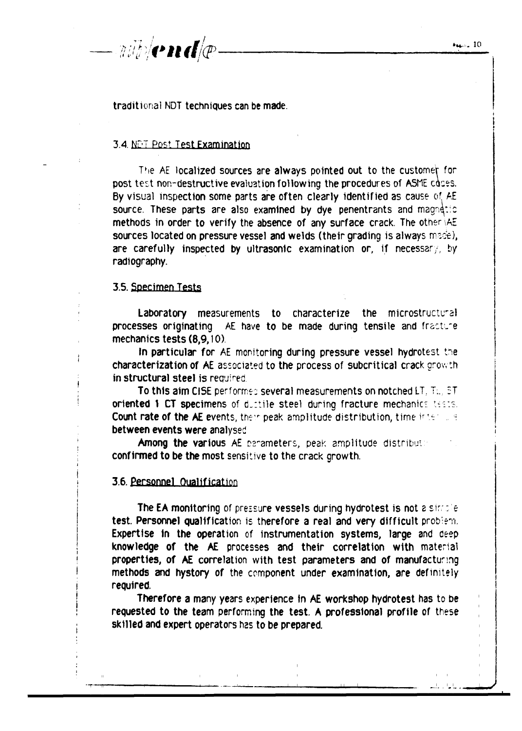traditional NDT techniques can be made.

### 3.4. NDT Post Test Examination

The AE localized sources are always pointed out to the customer for post test non-destructive evaluation following the procedures of ASME codes. By visual inspection some parts are often clearly identified as cause of AE source. These parts are also examined by dye penentrants and magnetic methods in order to verify the absence of any surface crack. The other AE sources located on pressure vessel and welds (their grading is always made), are carefully inspected by ultrasonic examination or, if necessary, by radiography.

### 3.5. Specimen Tests

Laboratory measurements to characterize the microstructural processes originating AE have to be made during tensile and fracture mechanics tests (8,9,10).

In particular for AE monitoring during pressure vessel hydrotest the characterization of AE associated to the process of subcritical crack growth in structural steel is required.

To this aim CISE performed several measurements on notched LT, TL, ST oriented 1 CT specimens of ductile steel during fracture mechanics tests. Count rate of the AE events, their peak amplitude distribution, time intervals between events were analysed.

Among the various AE parameters, peak amplitude distribution confirmed to be the most sensitive to the crack growth.

### 3.6. Personnel Qualification

The EA monitoring of pressure vessels during hydrotest is not a simple test. Personnel qualification is therefore a real and very difficult problem. Expertise in the operation of instrumentation systems, large and deep knowledge of the AE processes and their correlation with material properties, of AE correlation with test parameters and of manufacturing methods and hystory of the component under examination, are definitely required.

Therefore a many years experience in AE workshop hydrotest has to be requested to the team performing the test. A professional profile of these skilled and expert operators has to be prepared.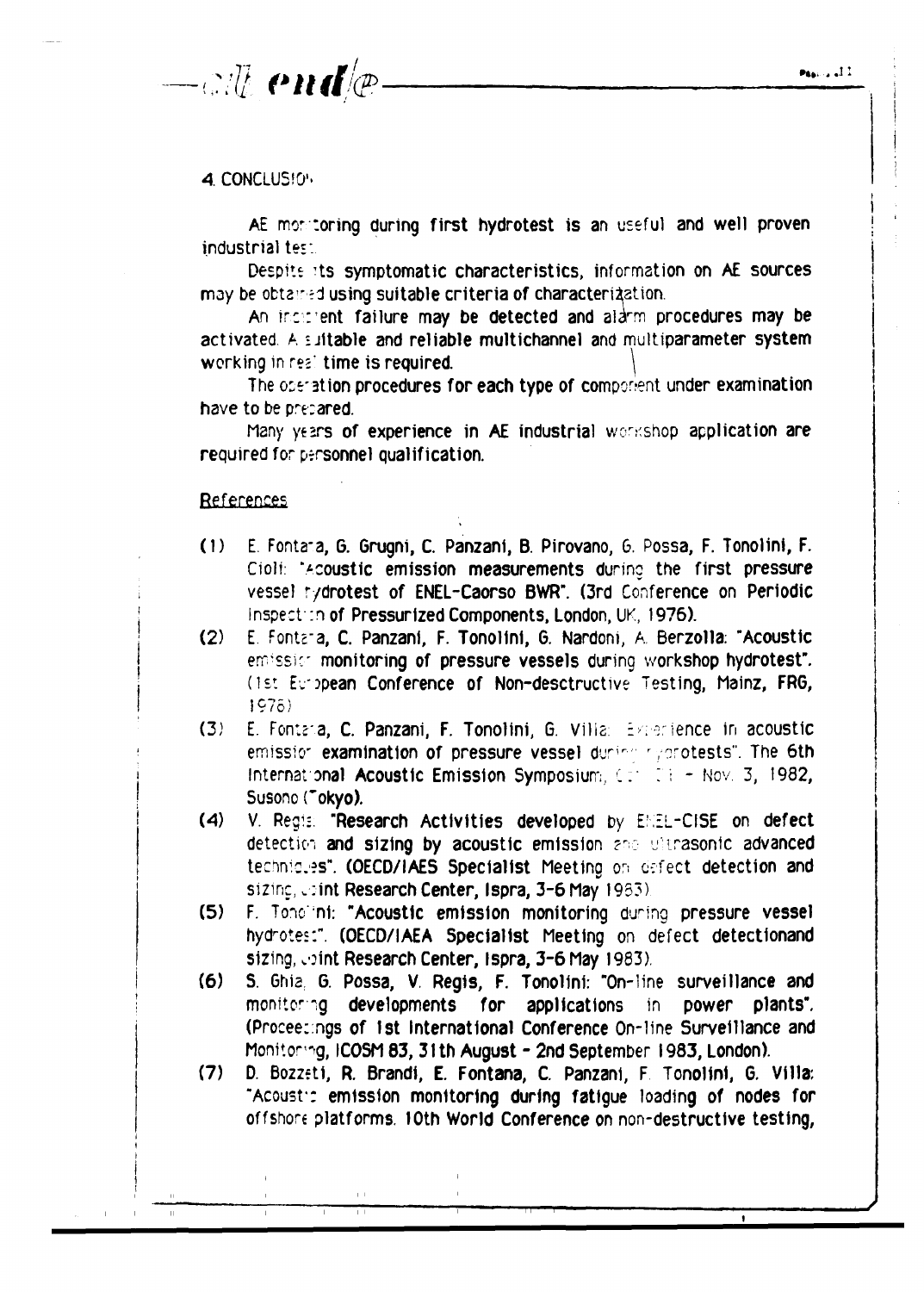## 4. CONCLUSIONS

AE monitoring during first hydrotest is an useful and well proven industrial test.

Despite its symptomatic characteristics, information on AE sources may be obtained using suitable criteria of characterization.

An incipient failure may be detected and alarm procedures may be activated. A suitable and reliable multichannel and multiparameter system working in real time is required.

The operation procedures for each type of component under examination have to be prepared.

Many years of experience in AE industrial workshop application are required for personnel qualification.

## References

(1) E. Fontana, G. Grugni, C. Panzani, B. Pirovano, G. Possa, F. Tonolini, F. Cioli: "Acoustic emission measurements during the first pressure vessel hydrotest of ENEL-Caorso BWR". (3rd Conference on Periodic Inspection of Pressurized Components, London, UK, 1976).

(2) E. Fontana, C. Panzani, F. Tonolini, G. Nardoni, A. Berzolla: "Acoustic emission monitoring of pressure vessels during workshop hydrotest". (1st European Conference of Non-desctructive Testing, Mainz, FRG, 1978)

(3) E. Fontana, C. Panzani, F. Tonolini, G. Villa: Experience in acoustic emission examination of pressure vessel during hydrotests". The 6th International Acoustic Emission Symposium, Oct. 31 - Nov. 3, 1982, Susono (Tokyo).

(4) V. Regis: "Research Activities developed by ENEL-CISE on defect detection and sizing by acoustic emission and ultrasonic advanced techniques". (OECD/IAES Specialist Meeting on defect detection and sizing, Joint Research Center, Ispra, 3-6 May 1983)

(5) F. Tonolini: "Acoustic emission monitoring during pressure vessel hydrotest". (OECD/IAEA Specialist Meeting on defect detectionand sizing, Joint Research Center, Ispra, 3-6 May 1983).

(6) S. Ghia, G. Possa, V. Regis, F. Tonolini: "On-line surveillance and monitoring developments for applications in power plants". (Proceedings of 1st International Conference On-line Surveillance and Monitoring, ICOSM 83, 31th August - 2nd September 1983, London).

(7) D. Bozzetti, R. Brandi, E. Fontana, C. Panzani, F. Tonolini, G. Villa: "Acoustic emission monitoring during fatigue loading of nodes for offshore platforms. 10th World Conference on non-destructive testing,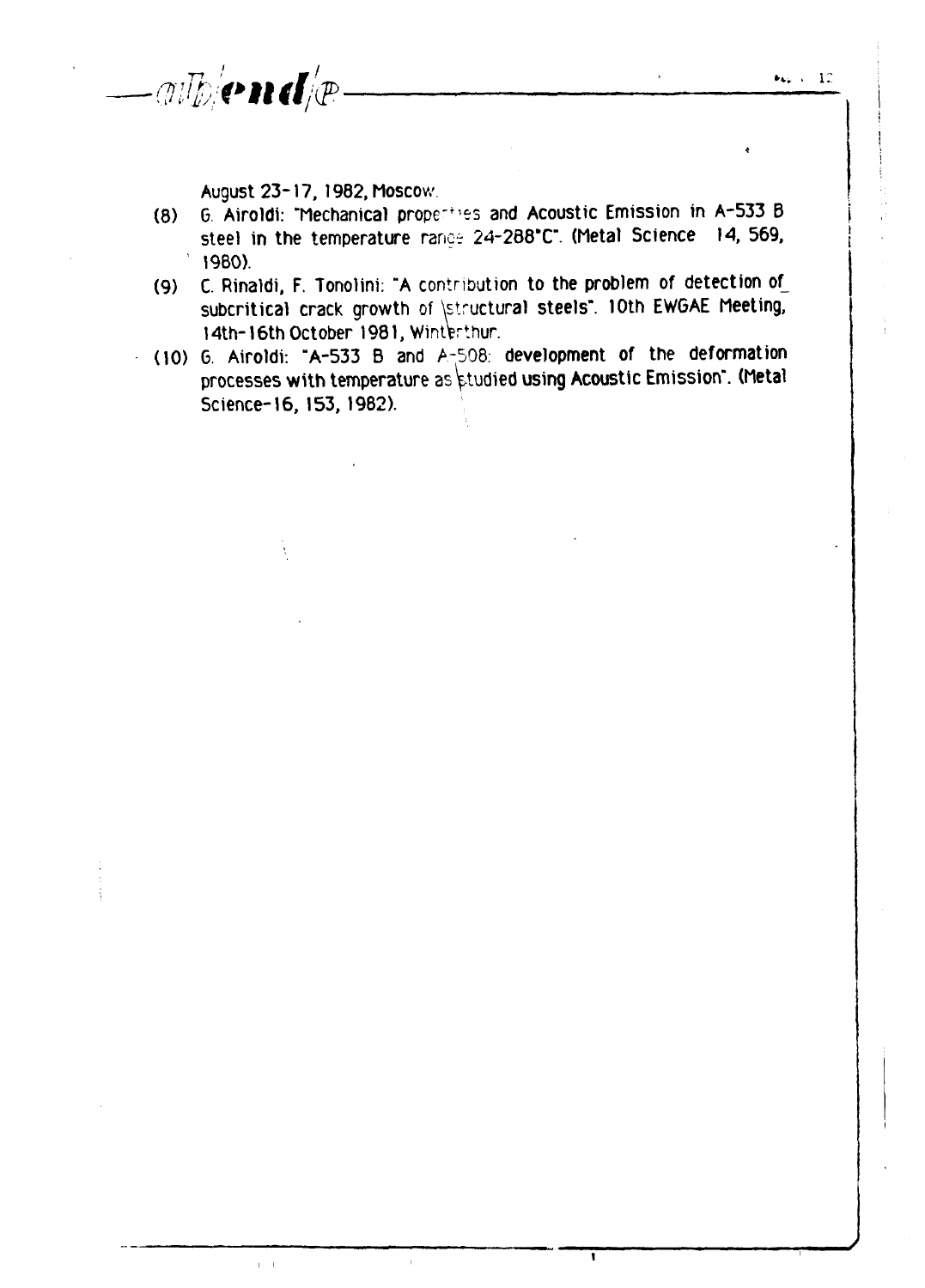August 23-17, 1982, Moscow.

(8) G. Airoldi: "Mechanical properties and Acoustic Emission in A-533 B steel in the temperature range 24-288°C". (Metal Science 14, 569, 1980).

(9) C. Rinaldi, F. Tonolini: "A contribution to the problem of detection of subcritical crack growth of structural steels". 10th EWGAE Meeting, 14th-16th October 1981, Winterthur.

(10) G. Airoldi: "A-533 B and A-508: development of the deformation processes with temperature as studied using Acoustic Emission". (Metal Science-16, 153, 1982).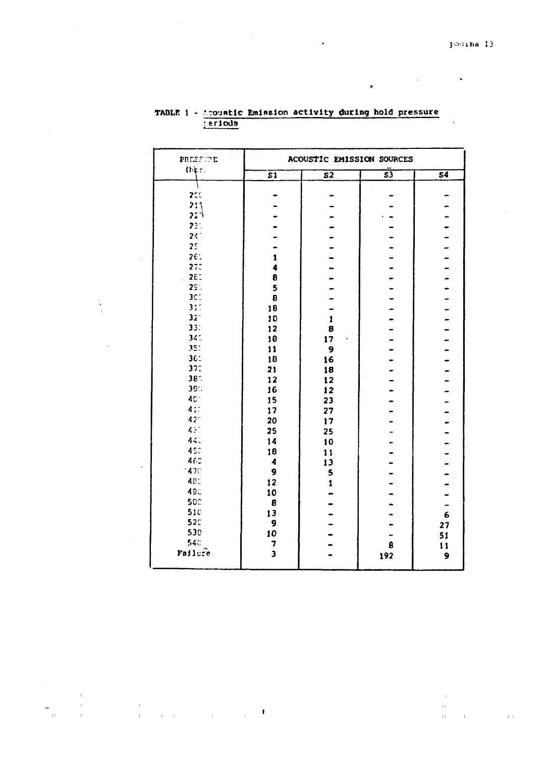TABLE 1 - Acoustic Emission activity during hold pressure periods

| PRESSURE (bar) | ACOUSTIC EMISSION SOURCES | | | |
|---|---|---|---|---|
| | S1 | S2 | S3 | S4 |
| 200 | - | - | - | - |
| 210 | - | - | - | - |
| 220 | - | - | - | - |
| 230 | - | - | - | - |
| 240 | - | - | - | - |
| 250 | - | - | - | - |
| 260 | 1 | - | - | - |
| 270 | 4 | - | - | - |
| 280 | 8 | - | - | - |
| 290 | 5 | - | - | - |
| 300 | 8 | - | - | - |
| 310 | 18 | - | - | - |
| 320 | 10 | 1 | - | - |
| 330 | 12 | 8 | - | - |
| 340 | 18 | 17 | - | - |
| 350 | 11 | 9 | - | - |
| 360 | 18 | 16 | - | - |
| 370 | 21 | 18 | - | - |
| 380 | 12 | 12 | - | - |
| 390 | 16 | 12 | - | - |
| 400 | 15 | 23 | - | - |
| 410 | 17 | 27 | - | - |
| 420 | 20 | 17 | - | - |
| 430 | 25 | 25 | - | - |
| 440 | 14 | 10 | - | - |
| 450 | 18 | 11 | - | - |
| 460 | 4 | 13 | - | - |
| 470 | 9 | 5 | - | - |
| 480 | 12 | 1 | - | - |
| 490 | 10 | - | - | - |
| 500 | 8 | - | - | - |
| 510 | 13 | - | - | 6 |
| 520 | 9 | - | - | 27 |
| 530 | 10 | - | - | 51 |
| 540 | 7 | - | 8 | 11 |
| Failure | 3 | - | 192 | 9 |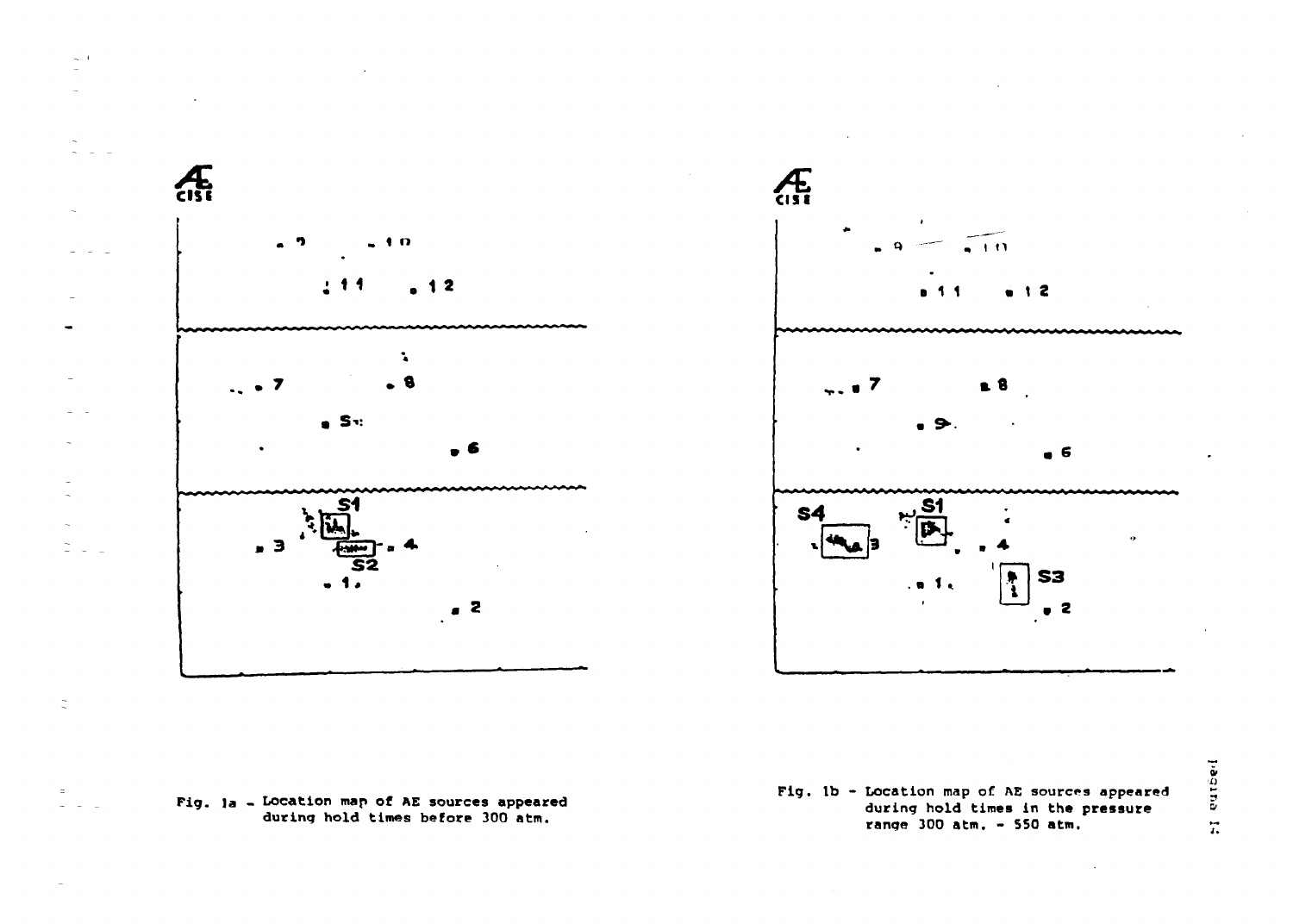Fig. 1a - Location map of AE sources appeared during hold times before 300 atm.

Fig. 1b - Location map of AE sources appeared during hold times in the pressure range 300 atm. - 550 atm.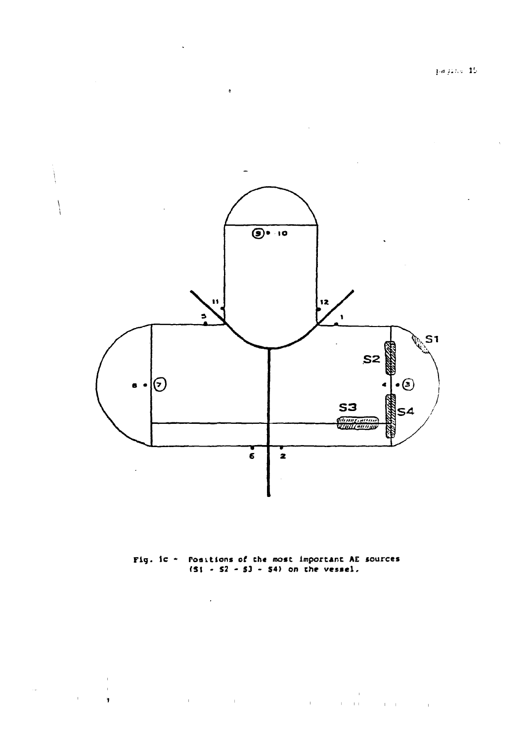Fig. 1c - Positions of the most important AE sources (S1 - S2 - S3 - S4) on the vessel.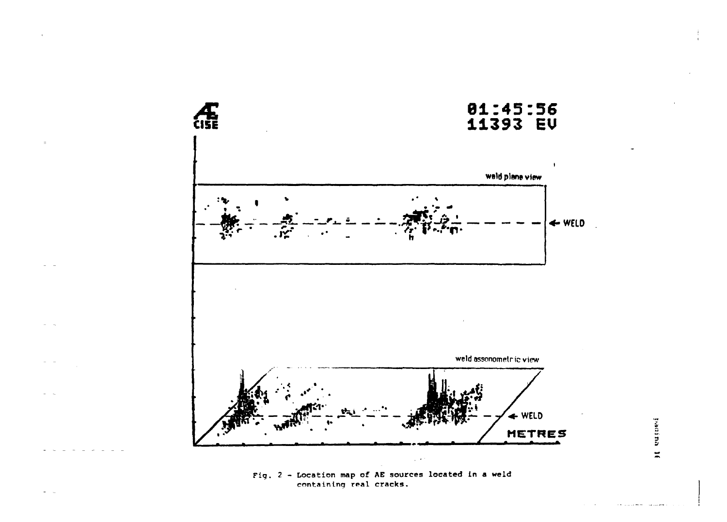Fig. 2 - Location map of AE sources located in a weld containing real cracks.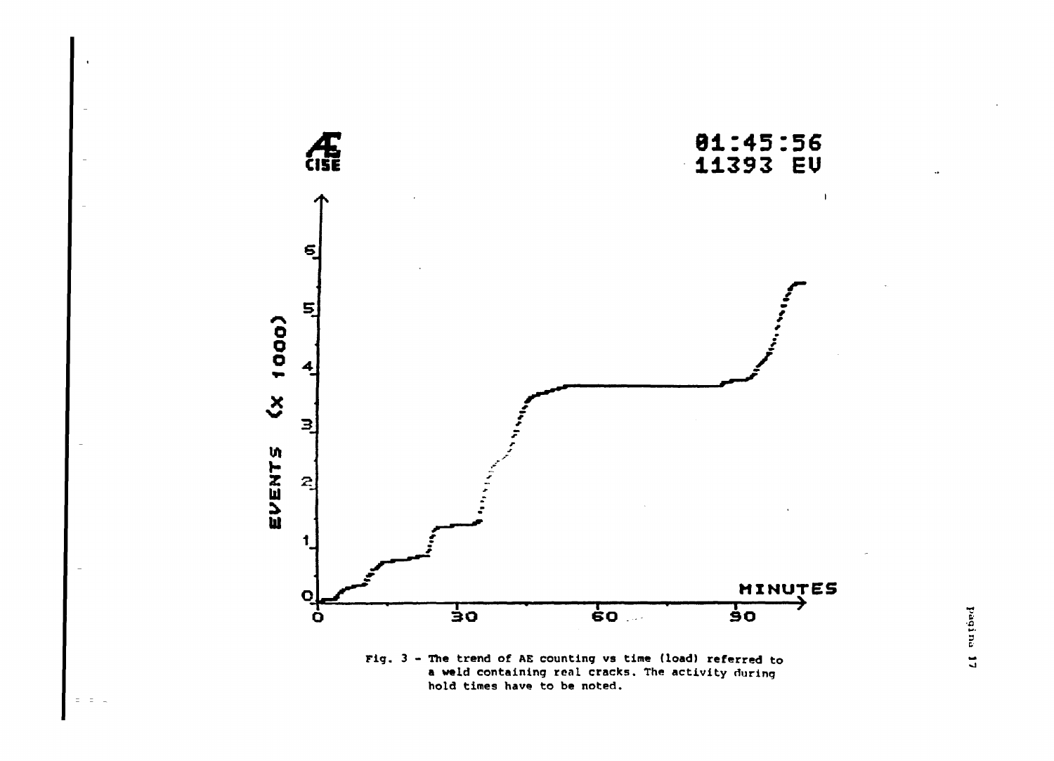Fig. 3 - The trend of AE counting vs time (load) referred to a weld containing real cracks. The activity during hold times have to be noted.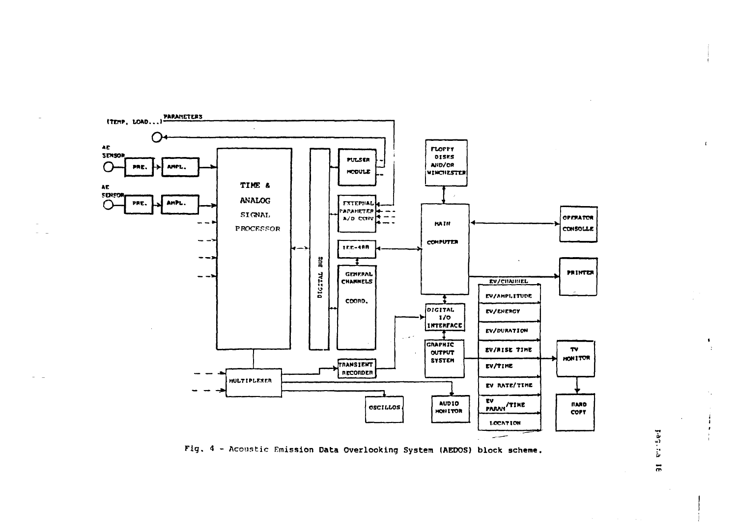Fig. 4 - Acoustic Emission Data Overlooking System (AEDOS) block scheme.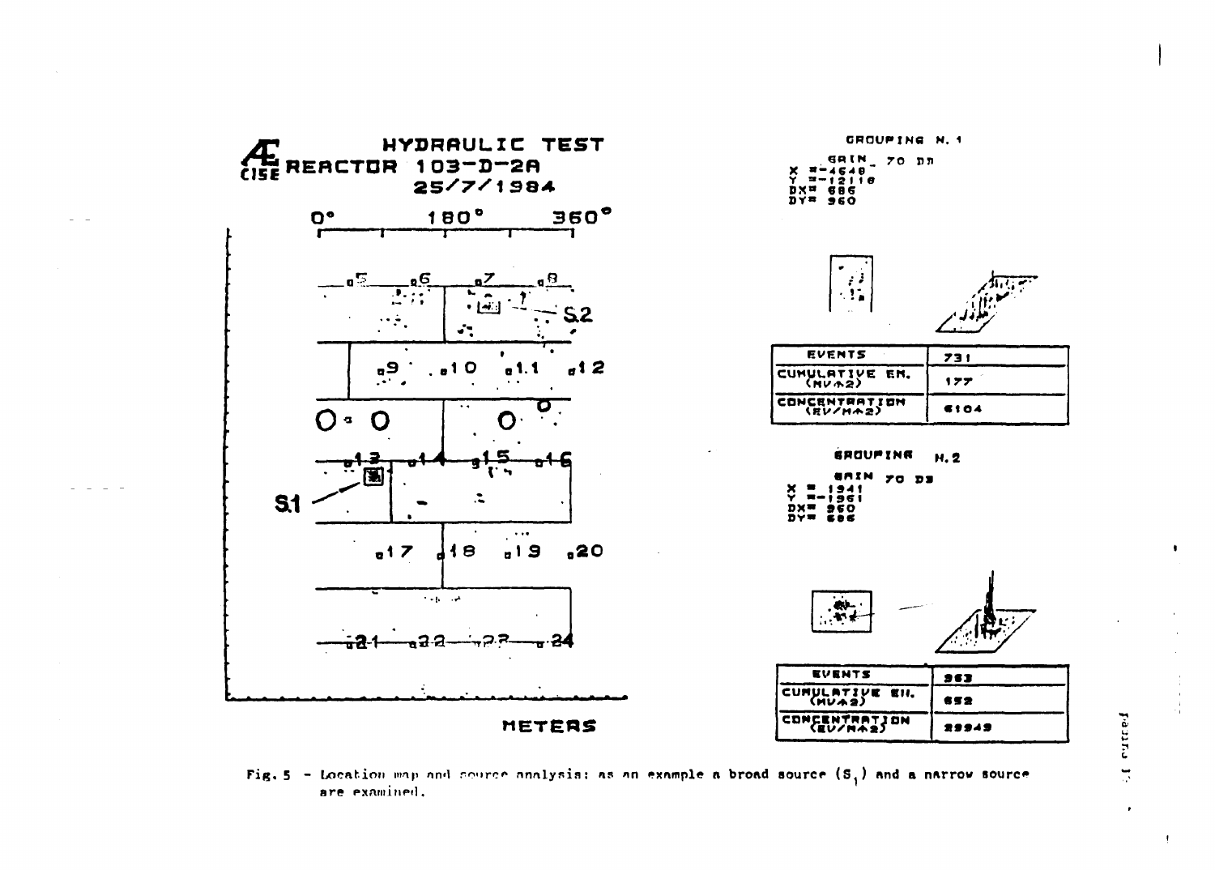**HYDRAULIC TEST**
**REACTOR 103-D-2A**
**25/7/1984**

0° 180° 360°

5 6 7 8 S2

9 10 11 12

13 14 15 16 S1

17 18 19 20

21 22 23 24

METERS

GROUPING N. 1

GAIN 70 DB
X =-4648
Y =-12118
DX= 686
DY= 960

| EVENTS | 731 |
|---|---|
| CUMULATIVE EN. (MV^2) | 177 |
| CONCENTRATION (EV/M^2) | 6104 |

GROUPING N. 2

GAIN 70 DB
X = 1941
Y =-1961
DX= 960
DY= 686

| EVENTS | 963 |
|---|---|
| CUMULATIVE EN. (MV^2) | 652 |
| CONCENTRATION (EV/M^2) | 29949 |

Fig. 5 - Location map and source analysis: as an example a broad source ($S_1$) and a narrow source are examined.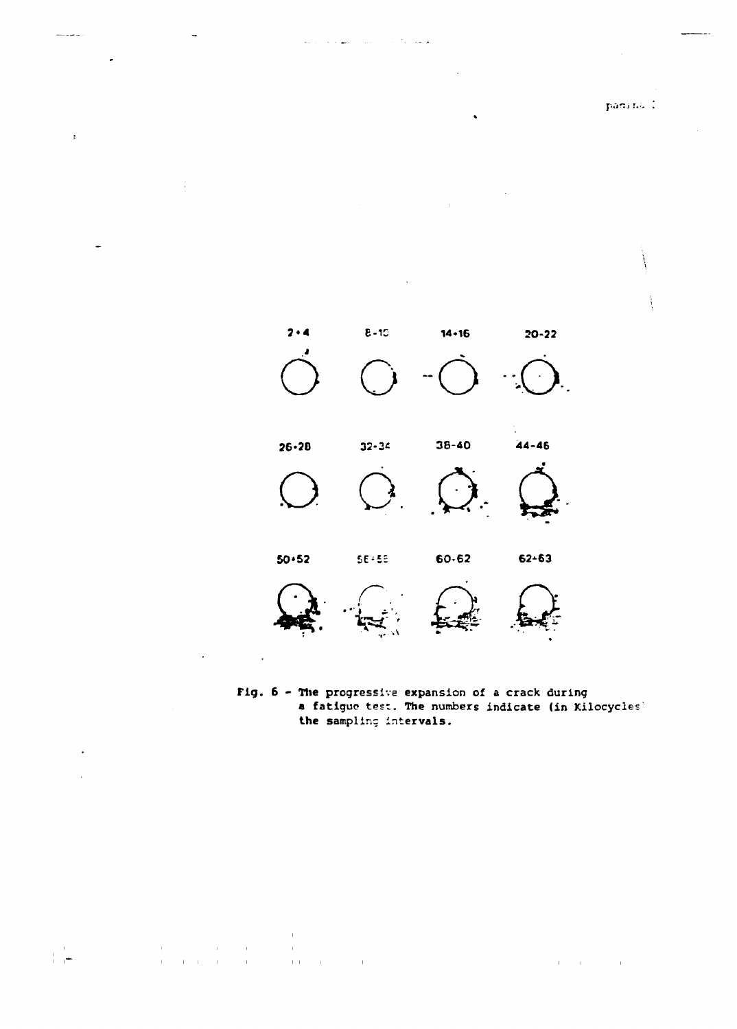2 ÷ 4

8-10

14÷16

20-22

26÷28

32-34

38-40

44-46

50÷52

56÷58

60-62

62÷63

Fig. 6 - The progressive expansion of a crack during a fatigue test. The numbers indicate (in Kilocycles) the sampling intervals.